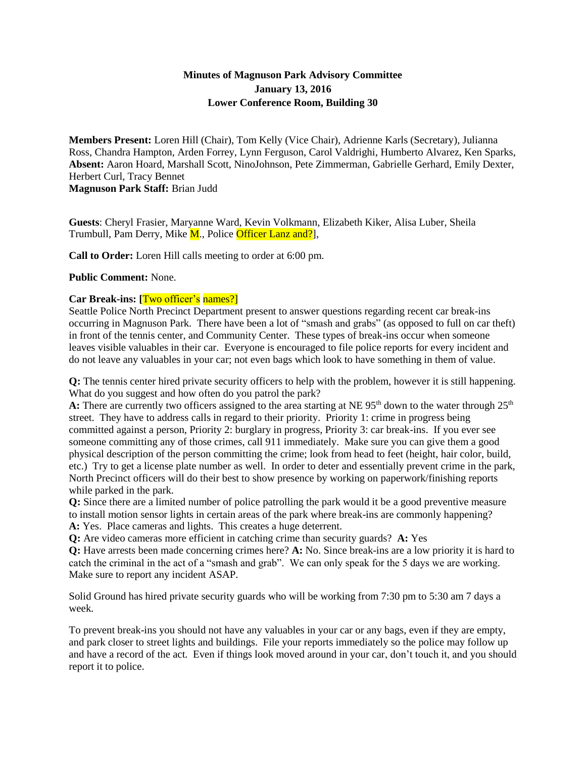# Minutes of Magnuson Park Advisory Committee
## January 13, 2016
## Lower Conference Room, Building 30

**Members Present:** Loren Hill (Chair), Tom Kelly (Vice Chair), Adrienne Karls (Secretary), Julianna Ross, Chandra Hampton, Arden Forrey, Lynn Ferguson, Carol Valdrighi, Humberto Alvarez, Ken Sparks,
**Absent:** Aaron Hoard, Marshall Scott, NinoJohnson, Pete Zimmerman, Gabrielle Gerhard, Emily Dexter, Herbert Curl, Tracy Bennet
**Magnuson Park Staff:** Brian Judd

**Guests**: Cheryl Frasier, Maryanne Ward, Kevin Volkmann, Elizabeth Kiker, Alisa Luber, Sheila Trumbull, Pam Derry, Mike M., Police Officer Lanz and?],

**Call to Order:** Loren Hill calls meeting to order at 6:00 pm.

**Public Comment:** None.

**Car Break-ins: [**Two officer's names?]

Seattle Police North Precinct Department present to answer questions regarding recent car break-ins occurring in Magnuson Park. There have been a lot of "smash and grabs" (as opposed to full on car theft) in front of the tennis center, and Community Center. These types of break-ins occur when someone leaves visible valuables in their car. Everyone is encouraged to file police reports for every incident and do not leave any valuables in your car; not even bags which look to have something in them of value.

**Q:** The tennis center hired private security officers to help with the problem, however it is still happening. What do you suggest and how often do you patrol the park?
**A:** There are currently two officers assigned to the area starting at NE 95th down to the water through 25th street. They have to address calls in regard to their priority. Priority 1: crime in progress being committed against a person, Priority 2: burglary in progress, Priority 3: car break-ins. If you ever see someone committing any of those crimes, call 911 immediately. Make sure you can give them a good physical description of the person committing the crime; look from head to feet (height, hair color, build, etc.) Try to get a license plate number as well. In order to deter and essentially prevent crime in the park, North Precinct officers will do their best to show presence by working on paperwork/finishing reports while parked in the park.
**Q:** Since there are a limited number of police patrolling the park would it be a good preventive measure to install motion sensor lights in certain areas of the park where break-ins are commonly happening?
**A:** Yes. Place cameras and lights. This creates a huge deterrent.
**Q:** Are video cameras more efficient in catching crime than security guards? **A:** Yes
**Q:** Have arrests been made concerning crimes here? **A:** No. Since break-ins are a low priority it is hard to catch the criminal in the act of a "smash and grab". We can only speak for the 5 days we are working. Make sure to report any incident ASAP.

Solid Ground has hired private security guards who will be working from 7:30 pm to 5:30 am 7 days a week.

To prevent break-ins you should not have any valuables in your car or any bags, even if they are empty, and park closer to street lights and buildings. File your reports immediately so the police may follow up and have a record of the act. Even if things look moved around in your car, don't touch it, and you should report it to police.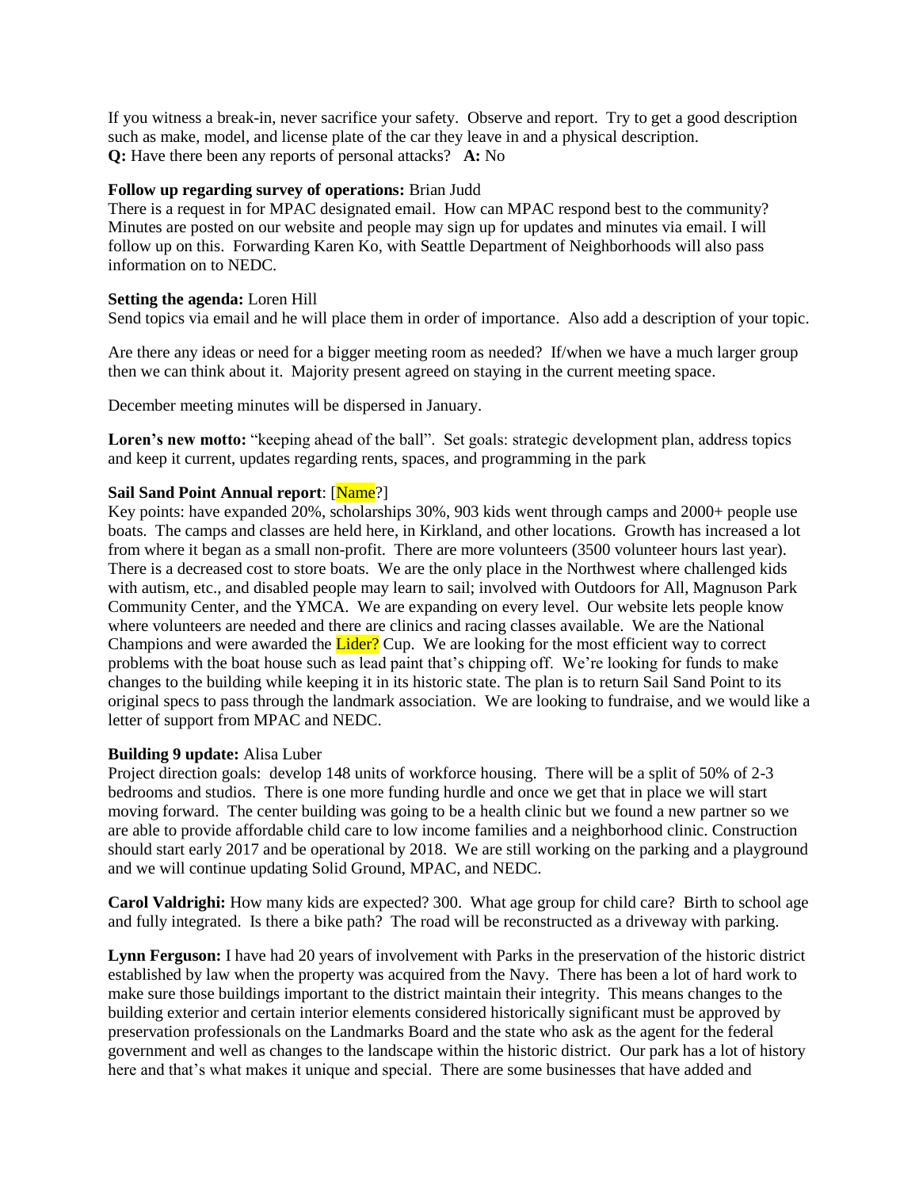If you witness a break-in, never sacrifice your safety. Observe and report. Try to get a good description such as make, model, and license plate of the car they leave in and a physical description.
**Q:** Have there been any reports of personal attacks? **A:** No

**Follow up regarding survey of operations:** Brian Judd
There is a request in for MPAC designated email. How can MPAC respond best to the community? Minutes are posted on our website and people may sign up for updates and minutes via email. I will follow up on this. Forwarding Karen Ko, with Seattle Department of Neighborhoods will also pass information on to NEDC.

**Setting the agenda:** Loren Hill
Send topics via email and he will place them in order of importance. Also add a description of your topic.

Are there any ideas or need for a bigger meeting room as needed? If/when we have a much larger group then we can think about it. Majority present agreed on staying in the current meeting space.

December meeting minutes will be dispersed in January.

**Loren's new motto:** "keeping ahead of the ball". Set goals: strategic development plan, address topics and keep it current, updates regarding rents, spaces, and programming in the park

**Sail Sand Point Annual report**: [Name?]
Key points: have expanded 20%, scholarships 30%, 903 kids went through camps and 2000+ people use boats. The camps and classes are held here, in Kirkland, and other locations. Growth has increased a lot from where it began as a small non-profit. There are more volunteers (3500 volunteer hours last year). There is a decreased cost to store boats. We are the only place in the Northwest where challenged kids with autism, etc., and disabled people may learn to sail; involved with Outdoors for All, Magnuson Park Community Center, and the YMCA. We are expanding on every level. Our website lets people know where volunteers are needed and there are clinics and racing classes available. We are the National Champions and were awarded the Lider? Cup. We are looking for the most efficient way to correct problems with the boat house such as lead paint that's chipping off. We're looking for funds to make changes to the building while keeping it in its historic state. The plan is to return Sail Sand Point to its original specs to pass through the landmark association. We are looking to fundraise, and we would like a letter of support from MPAC and NEDC.

**Building 9 update:** Alisa Luber
Project direction goals: develop 148 units of workforce housing. There will be a split of 50% of 2-3 bedrooms and studios. There is one more funding hurdle and once we get that in place we will start moving forward. The center building was going to be a health clinic but we found a new partner so we are able to provide affordable child care to low income families and a neighborhood clinic. Construction should start early 2017 and be operational by 2018. We are still working on the parking and a playground and we will continue updating Solid Ground, MPAC, and NEDC.

**Carol Valdrighi:** How many kids are expected? 300. What age group for child care? Birth to school age and fully integrated. Is there a bike path? The road will be reconstructed as a driveway with parking.

**Lynn Ferguson:** I have had 20 years of involvement with Parks in the preservation of the historic district established by law when the property was acquired from the Navy. There has been a lot of hard work to make sure those buildings important to the district maintain their integrity. This means changes to the building exterior and certain interior elements considered historically significant must be approved by preservation professionals on the Landmarks Board and the state who ask as the agent for the federal government and well as changes to the landscape within the historic district. Our park has a lot of history here and that's what makes it unique and special. There are some businesses that have added and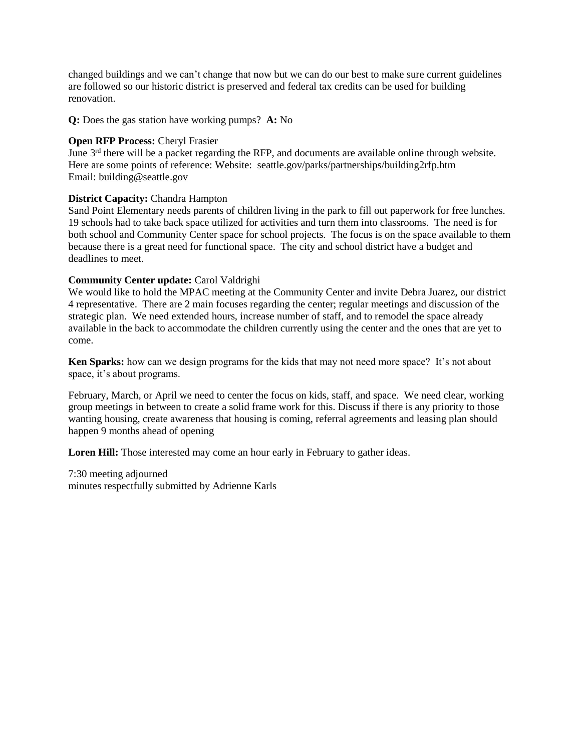changed buildings and we can't change that now but we can do our best to make sure current guidelines are followed so our historic district is preserved and federal tax credits can be used for building renovation.

**Q:** Does the gas station have working pumps? **A:** No

**Open RFP Process:** Cheryl Frasier
June 3rd there will be a packet regarding the RFP, and documents are available online through website. Here are some points of reference: Website: seattle.gov/parks/partnerships/building2rfp.htm
Email: building@seattle.gov

**District Capacity:** Chandra Hampton
Sand Point Elementary needs parents of children living in the park to fill out paperwork for free lunches. 19 schools had to take back space utilized for activities and turn them into classrooms. The need is for both school and Community Center space for school projects. The focus is on the space available to them because there is a great need for functional space. The city and school district have a budget and deadlines to meet.

**Community Center update:** Carol Valdrighi
We would like to hold the MPAC meeting at the Community Center and invite Debra Juarez, our district 4 representative. There are 2 main focuses regarding the center; regular meetings and discussion of the strategic plan. We need extended hours, increase number of staff, and to remodel the space already available in the back to accommodate the children currently using the center and the ones that are yet to come.

**Ken Sparks:** how can we design programs for the kids that may not need more space? It's not about space, it's about programs.

February, March, or April we need to center the focus on kids, staff, and space. We need clear, working group meetings in between to create a solid frame work for this. Discuss if there is any priority to those wanting housing, create awareness that housing is coming, referral agreements and leasing plan should happen 9 months ahead of opening

**Loren Hill:** Those interested may come an hour early in February to gather ideas.

7:30 meeting adjourned
minutes respectfully submitted by Adrienne Karls